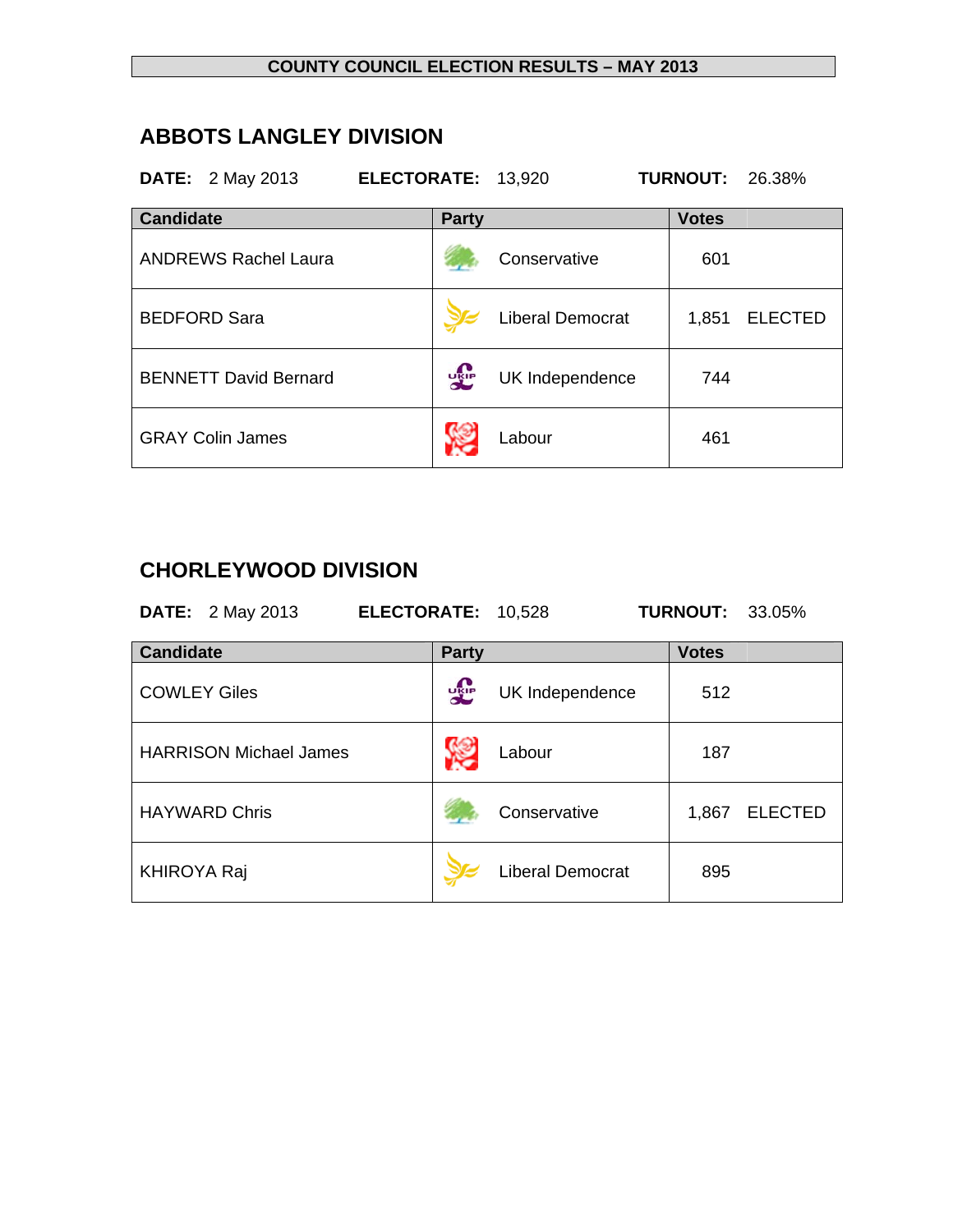# COUNTY COUNCIL ELECTION RESULTS – MAY 2013

## ABBOTS LANGLEY DIVISION

**DATE:** 2 May 2013 **ELECTORATE:** 13,920 **TURNOUT:** 26.38%

| Candidate | Party | Votes | |
|---|---|---|---|
| ANDREWS Rachel Laura | Conservative | 601 | |
| BEDFORD Sara | Liberal Democrat | 1,851 | ELECTED |
| BENNETT David Bernard | UK Independence | 744 | |
| GRAY Colin James | Labour | 461 | |

## CHORLEYWOOD DIVISION

**DATE:** 2 May 2013 **ELECTORATE:** 10,528 **TURNOUT:** 33.05%

| Candidate | Party | Votes | |
|---|---|---|---|
| COWLEY Giles | UK Independence | 512 | |
| HARRISON Michael James | Labour | 187 | |
| HAYWARD Chris | Conservative | 1,867 | ELECTED |
| KHIROYA Raj | Liberal Democrat | 895 | |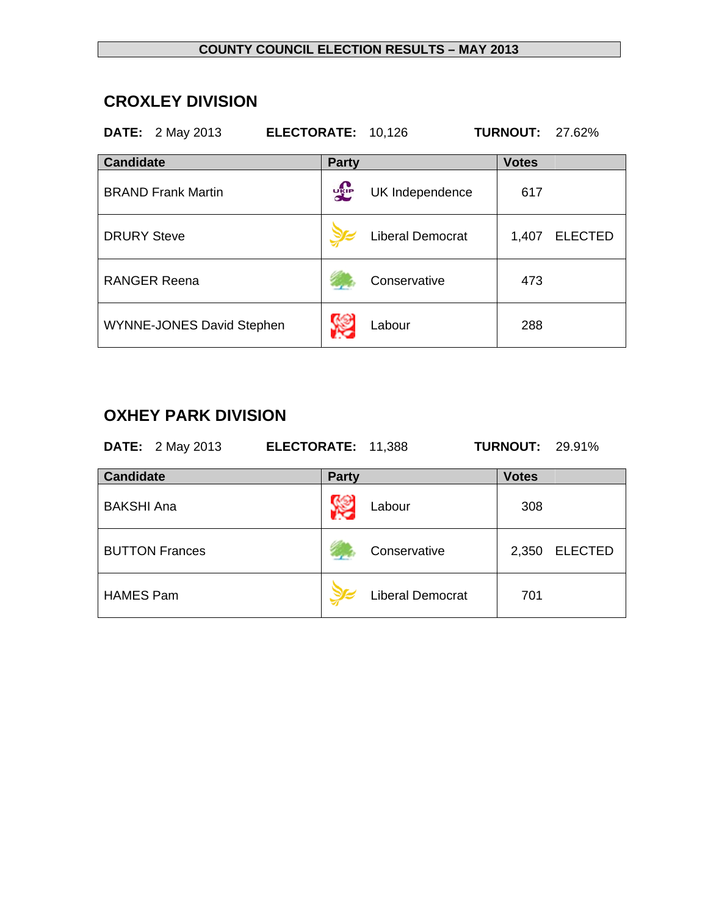**COUNTY COUNCIL ELECTION RESULTS – MAY 2013**

## CROXLEY DIVISION

**DATE:** 2 May 2013 **ELECTORATE:** 10,126 **TURNOUT:** 27.62%

| Candidate | Party | Votes | |
|---|---|---|---|
| BRAND Frank Martin | UK Independence | 617 | |
| DRURY Steve | Liberal Democrat | 1,407 | ELECTED |
| RANGER Reena | Conservative | 473 | |
| WYNNE-JONES David Stephen | Labour | 288 | |

## OXHEY PARK DIVISION

**DATE:** 2 May 2013 **ELECTORATE:** 11,388 **TURNOUT:** 29.91%

| Candidate | Party | Votes | |
|---|---|---|---|
| BAKSHI Ana | Labour | 308 | |
| BUTTON Frances | Conservative | 2,350 | ELECTED |
| HAMES Pam | Liberal Democrat | 701 | |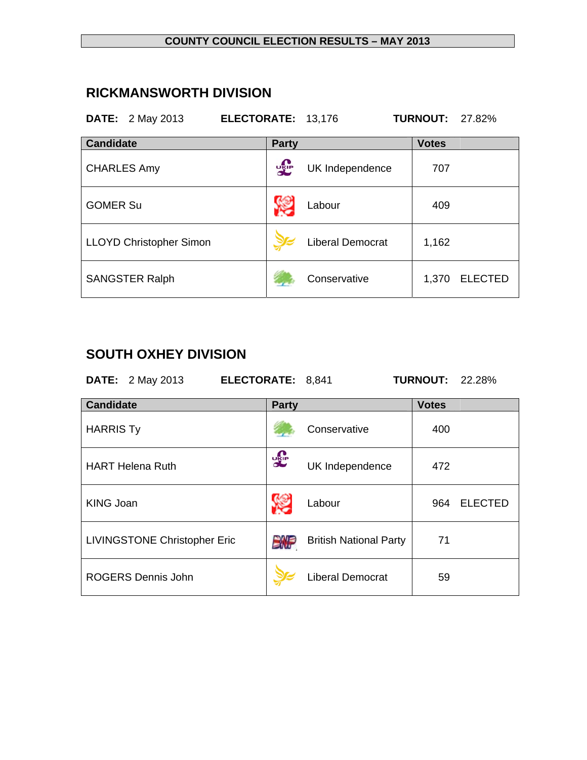**COUNTY COUNCIL ELECTION RESULTS – MAY 2013**

## RICKMANSWORTH DIVISION

**DATE:** 2 May 2013 **ELECTORATE:** 13,176 **TURNOUT:** 27.82%

| Candidate | Party | Votes | |
|---|---|---|---|
| CHARLES Amy | UK Independence | 707 | |
| GOMER Su | Labour | 409 | |
| LLOYD Christopher Simon | Liberal Democrat | 1,162 | |
| SANGSTER Ralph | Conservative | 1,370 | ELECTED |

## SOUTH OXHEY DIVISION

**DATE:** 2 May 2013 **ELECTORATE:** 8,841 **TURNOUT:** 22.28%

| Candidate | Party | Votes | |
|---|---|---|---|
| HARRIS Ty | Conservative | 400 | |
| HART Helena Ruth | UK Independence | 472 | |
| KING Joan | Labour | 964 | ELECTED |
| LIVINGSTONE Christopher Eric | British National Party | 71 | |
| ROGERS Dennis John | Liberal Democrat | 59 | |